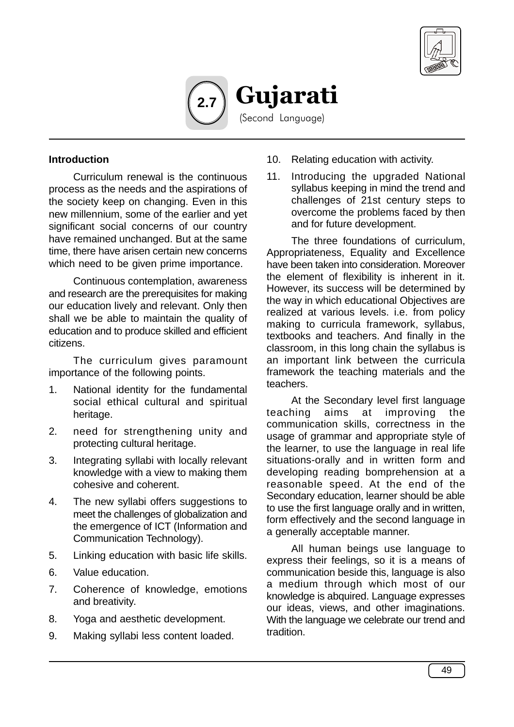# 2.7 Gujarati

(Second Language)

**Introduction**

Curriculum renewal is the continuous process as the needs and the aspirations of the society keep on changing. Even in this new millennium, some of the earlier and yet significant social concerns of our country have remained unchanged. But at the same time, there have arisen certain new concerns which need to be given prime importance.

Continuous contemplation, awareness and research are the prerequisites for making our education lively and relevant. Only then shall we be able to maintain the quality of education and to produce skilled and efficient citizens.

The curriculum gives paramount importance of the following points.

1. National identity for the fundamental social ethical cultural and spiritual heritage.
2. need for strengthening unity and protecting cultural heritage.
3. Integrating syllabi with locally relevant knowledge with a view to making them cohesive and coherent.
4. The new syllabi offers suggestions to meet the challenges of globalization and the emergence of ICT (Information and Communication Technology).
5. Linking education with basic life skills.
6. Value education.
7. Coherence of knowledge, emotions and breativity.
8. Yoga and aesthetic development.
9. Making syllabi less content loaded.
10. Relating education with activity.
11. Introducing the upgraded National syllabus keeping in mind the trend and challenges of 21st century steps to overcome the problems faced by then and for future development.

The three foundations of curriculum, Appropriateness, Equality and Excellence have been taken into consideration. Moreover the element of flexibility is inherent in it. However, its success will be determined by the way in which educational Objectives are realized at various levels. i.e. from policy making to curricula framework, syllabus, textbooks and teachers. And finally in the classroom, in this long chain the syllabus is an important link between the curricula framework the teaching materials and the teachers.

At the Secondary level first language teaching aims at improving the communication skills, correctness in the usage of grammar and appropriate style of the learner, to use the language in real life situations-orally and in written form and developing reading bomprehension at a reasonable speed. At the end of the Secondary education, learner should be able to use the first language orally and in written, form effectively and the second language in a generally acceptable manner.

All human beings use language to express their feelings, so it is a means of communication beside this, language is also a medium through which most of our knowledge is abquired. Language expresses our ideas, views, and other imaginations. With the language we celebrate our trend and tradition.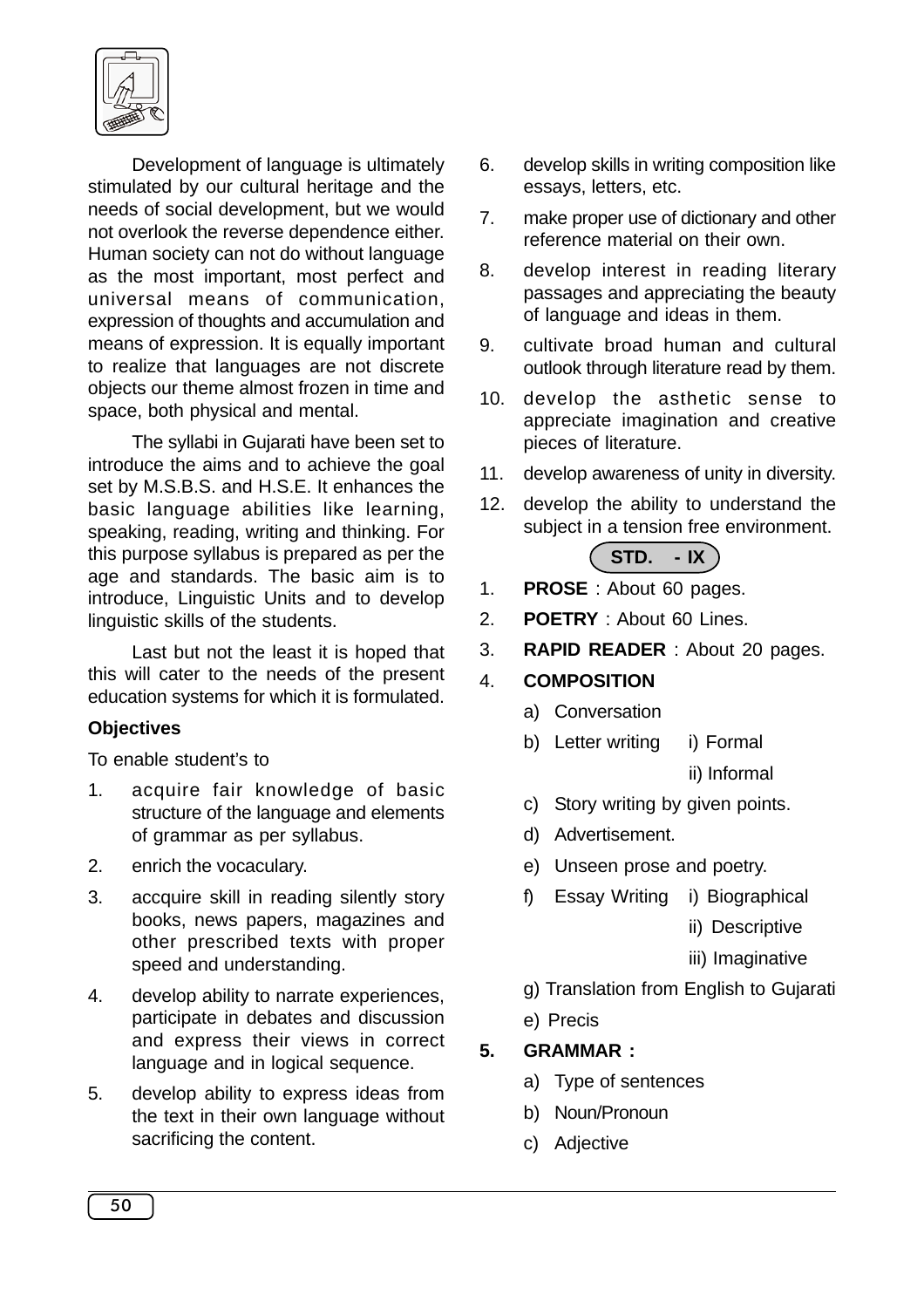Development of language is ultimately stimulated by our cultural heritage and the needs of social development, but we would not overlook the reverse dependence either. Human society can not do without language as the most important, most perfect and universal means of communication, expression of thoughts and accumulation and means of expression. It is equally important to realize that languages are not discrete objects our theme almost frozen in time and space, both physical and mental.

The syllabi in Gujarati have been set to introduce the aims and to achieve the goal set by M.S.B.S. and H.S.E. It enhances the basic language abilities like learning, speaking, reading, writing and thinking. For this purpose syllabus is prepared as per the age and standards. The basic aim is to introduce, Linguistic Units and to develop linguistic skills of the students.

Last but not the least it is hoped that this will cater to the needs of the present education systems for which it is formulated.

**Objectives**

To enable student's to

1. acquire fair knowledge of basic structure of the language and elements of grammar as per syllabus.
2. enrich the vocaculary.
3. accquire skill in reading silently story books, news papers, magazines and other prescribed texts with proper speed and understanding.
4. develop ability to narrate experiences, participate in debates and discussion and express their views in correct language and in logical sequence.
5. develop ability to express ideas from the text in their own language without sacrificing the content.
6. develop skills in writing composition like essays, letters, etc.
7. make proper use of dictionary and other reference material on their own.
8. develop interest in reading literary passages and appreciating the beauty of language and ideas in them.
9. cultivate broad human and cultural outlook through literature read by them.
10. develop the asthetic sense to appreciate imagination and creative pieces of literature.
11. develop awareness of unity in diversity.
12. develop the ability to understand the subject in a tension free environment.

## STD. - IX

1. **PROSE** : About 60 pages.
2. **POETRY** : About 60 Lines.
3. **RAPID READER** : About 20 pages.
4. **COMPOSITION**
   - a) Conversation
   - b) Letter writing i) Formal
     ii) Informal
   - c) Story writing by given points.
   - d) Advertisement.
   - e) Unseen prose and poetry.
   - f) Essay Writing i) Biographical
     ii) Descriptive
     iii) Imaginative
   - g) Translation from English to Gujarati
   - e) Precis
5. **GRAMMAR :**
   - a) Type of sentences
   - b) Noun/Pronoun
   - c) Adjective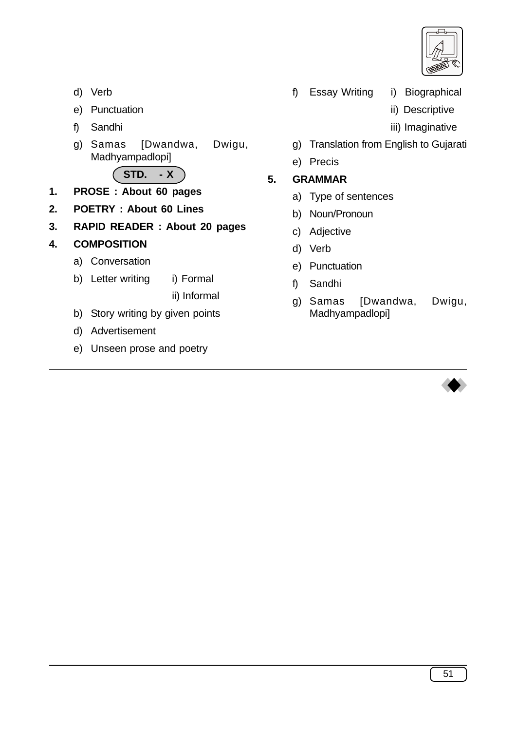d) Verb

e) Punctuation

f) Sandhi

g) Samas [Dwandwa, Dwigu, Madhyampadlopi]

## STD. - X

1. **PROSE : About 60 pages**
2. **POETRY : About 60 Lines**
3. **RAPID READER : About 20 pages**
4. **COMPOSITION**

a) Conversation

b) Letter writing i) Formal
ii) Informal

b) Story writing by given points

d) Advertisement

e) Unseen prose and poetry

f) Essay Writing i) Biographical
ii) Descriptive
iii) Imaginative

g) Translation from English to Gujarati

e) Precis

5. **GRAMMAR**

a) Type of sentences

b) Noun/Pronoun

c) Adjective

d) Verb

e) Punctuation

f) Sandhi

g) Samas [Dwandwa, Dwigu, Madhyampadlopi]